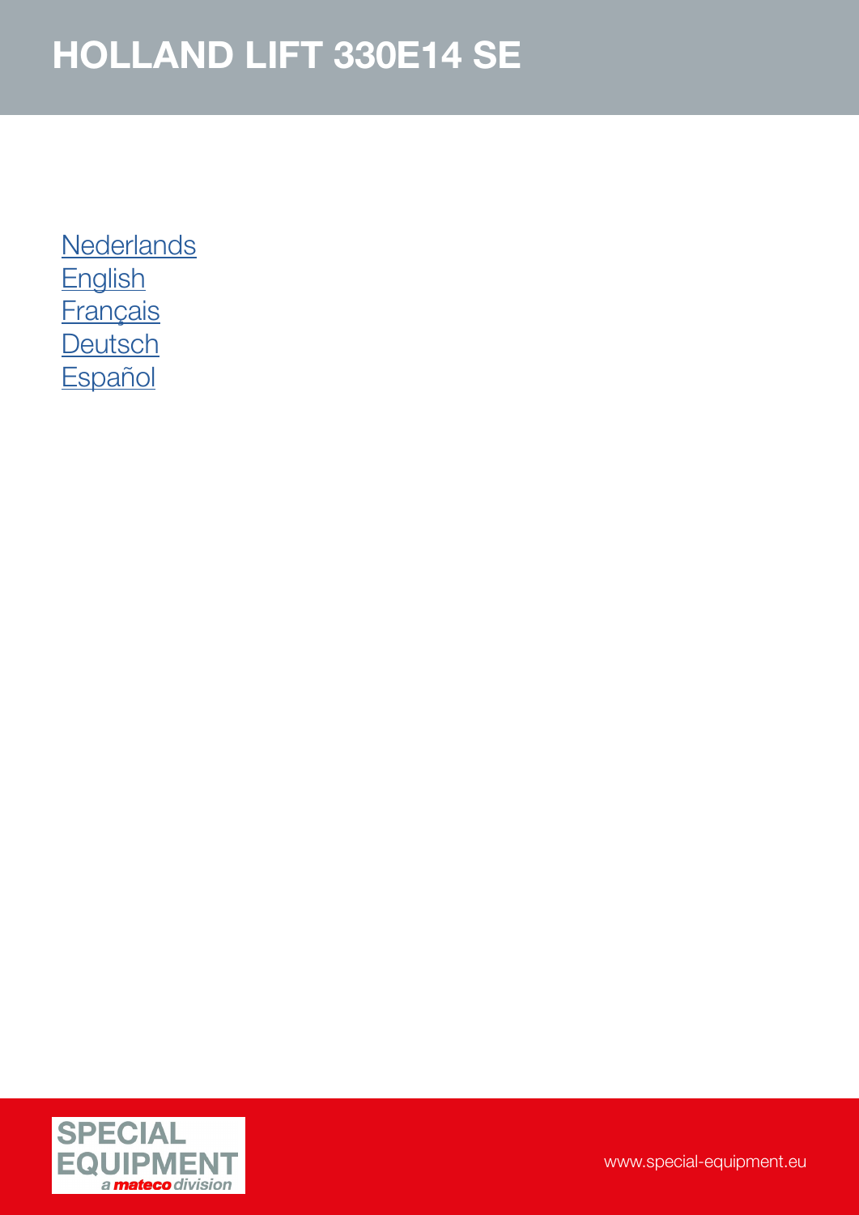# HOLLAND LIFT 330E14 SE

Nederlands
English
Français
Deutsch
Español

SPECIAL EQUIPMENT
a mateco division

www.special-equipment.eu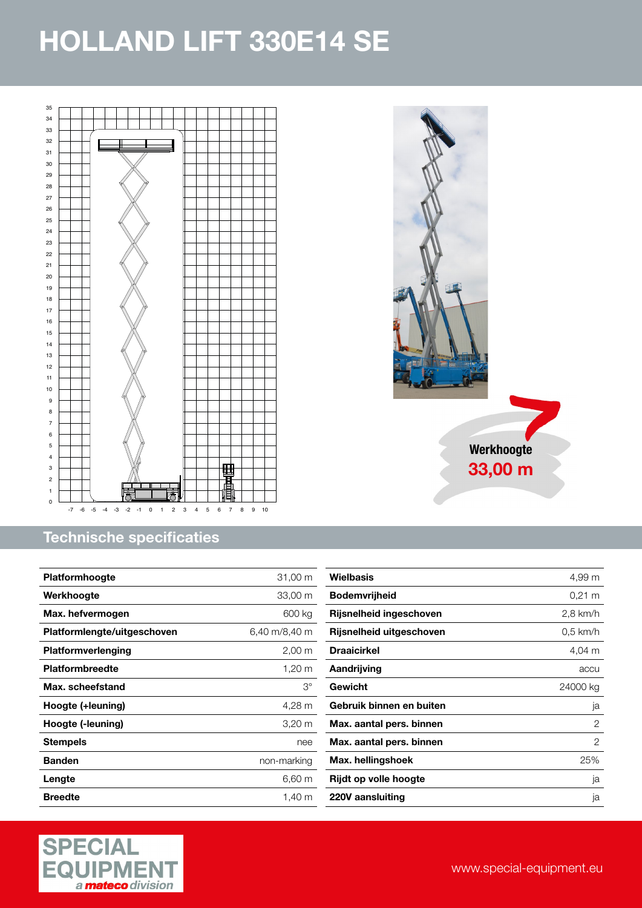# HOLLAND LIFT 330E14 SE

Werkhoogte
**33,00 m**

## Technische specificaties

| Platformhoogte | 31,00 m |
|---|---|
| Werkhoogte | 33,00 m |
| Max. hefvermogen | 600 kg |
| Platformlengte/uitgeschoven | 6,40 m/8,40 m |
| Platformverlenging | 2,00 m |
| Platformbreedte | 1,20 m |
| Max. scheefstand | 3° |
| Hoogte (+leuning) | 4,28 m |
| Hoogte (-leuning) | 3,20 m |
| Stempels | nee |
| Banden | non-marking |
| Lengte | 6,60 m |
| Breedte | 1,40 m |

| Wielbasis | 4,99 m |
|---|---|
| Bodemvrijheid | 0,21 m |
| Rijsnelheid ingeschoven | 2,8 km/h |
| Rijsnelheid uitgeschoven | 0,5 km/h |
| Draaicirkel | 4,04 m |
| Aandrijving | accu |
| Gewicht | 24000 kg |
| Gebruik binnen en buiten | ja |
| Max. aantal pers. binnen | 2 |
| Max. aantal pers. binnen | 2 |
| Max. hellingshoek | 25% |
| Rijdt op volle hoogte | ja |
| 220V aansluiting | ja |

SPECIAL EQUIPMENT
*a mateco division*

www.special-equipment.eu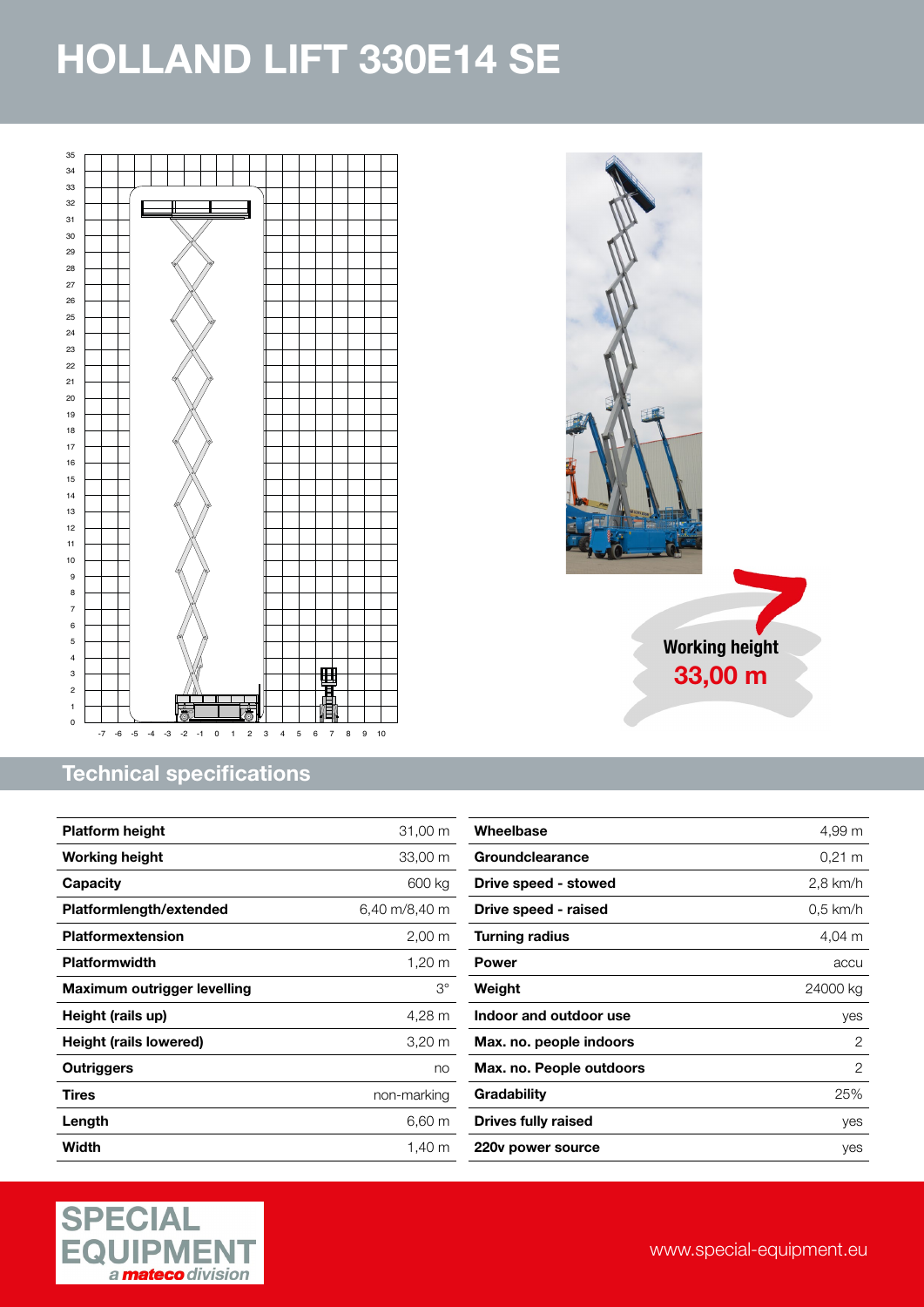# HOLLAND LIFT 330E14 SE

**Working height**
**33,00 m**

## Technical specifications

| Platform height | 31,00 m |
|---|---|
| Working height | 33,00 m |
| Capacity | 600 kg |
| Platformlength/extended | 6,40 m/8,40 m |
| Platformextension | 2,00 m |
| Platformwidth | 1,20 m |
| Maximum outrigger levelling | 3° |
| Height (rails up) | 4,28 m |
| Height (rails lowered) | 3,20 m |
| Outriggers | no |
| Tires | non-marking |
| Length | 6,60 m |
| Width | 1,40 m |

| Wheelbase | 4,99 m |
|---|---|
| Groundclearance | 0,21 m |
| Drive speed - stowed | 2,8 km/h |
| Drive speed - raised | 0,5 km/h |
| Turning radius | 4,04 m |
| Power | accu |
| Weight | 24000 kg |
| Indoor and outdoor use | yes |
| Max. no. people indoors | 2 |
| Max. no. People outdoors | 2 |
| Gradability | 25% |
| Drives fully raised | yes |
| 220v power source | yes |

SPECIAL EQUIPMENT a mateco division

www.special-equipment.eu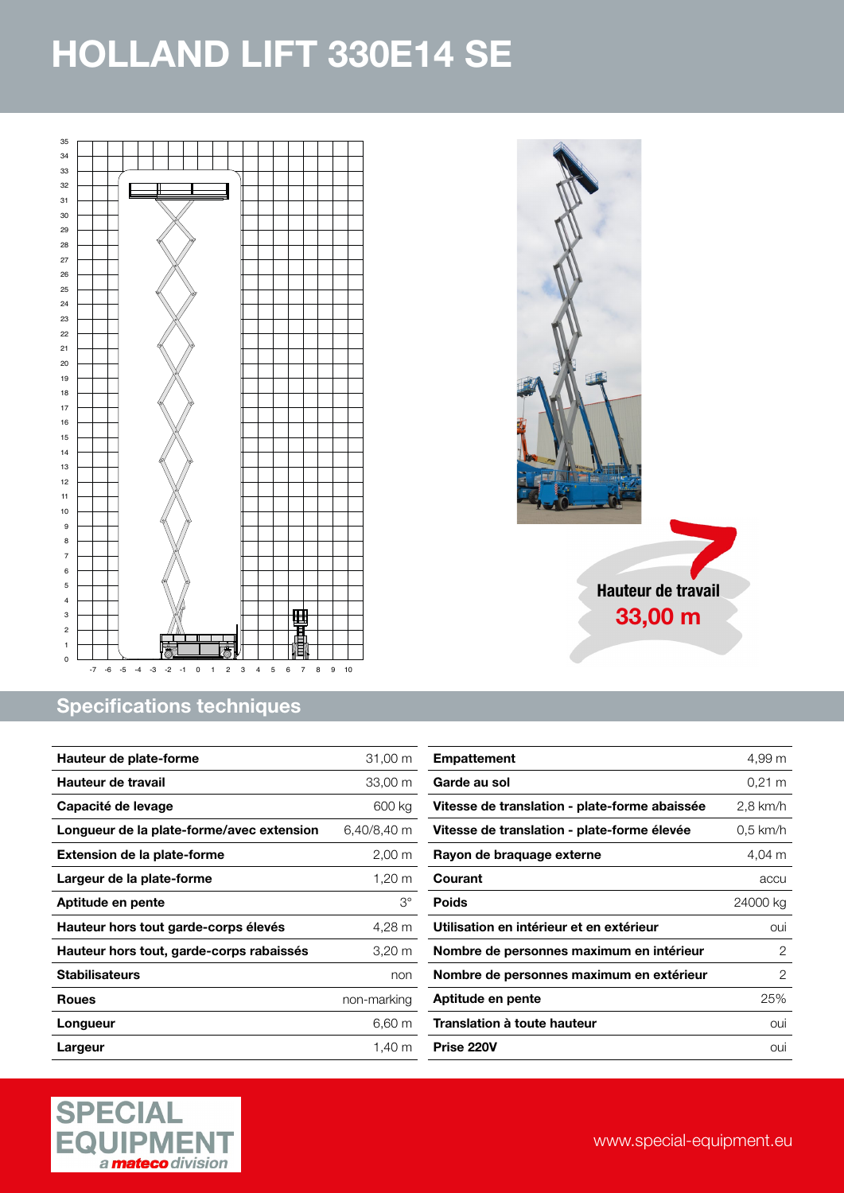# HOLLAND LIFT 330E14 SE

Hauteur de travail
**33,00 m**

## Specifications techniques

| | |
|---|---|
| **Hauteur de plate-forme** | 31,00 m |
| **Hauteur de travail** | 33,00 m |
| **Capacité de levage** | 600 kg |
| **Longueur de la plate-forme/avec extension** | 6,40/8,40 m |
| **Extension de la plate-forme** | 2,00 m |
| **Largeur de la plate-forme** | 1,20 m |
| **Aptitude en pente** | 3° |
| **Hauteur hors tout garde-corps élevés** | 4,28 m |
| **Hauteur hors tout, garde-corps rabaissés** | 3,20 m |
| **Stabilisateurs** | non |
| **Roues** | non-marking |
| **Longueur** | 6,60 m |
| **Largeur** | 1,40 m |

| | |
|---|---|
| **Empattement** | 4,99 m |
| **Garde au sol** | 0,21 m |
| **Vitesse de translation - plate-forme abaissée** | 2,8 km/h |
| **Vitesse de translation - plate-forme élevée** | 0,5 km/h |
| **Rayon de braquage externe** | 4,04 m |
| **Courant** | accu |
| **Poids** | 24000 kg |
| **Utilisation en intérieur et en extérieur** | oui |
| **Nombre de personnes maximum en intérieur** | 2 |
| **Nombre de personnes maximum en extérieur** | 2 |
| **Aptitude en pente** | 25% |
| **Translation à toute hauteur** | oui |
| **Prise 220V** | oui |

SPECIAL EQUIPMENT
*a mateco division*

www.special-equipment.eu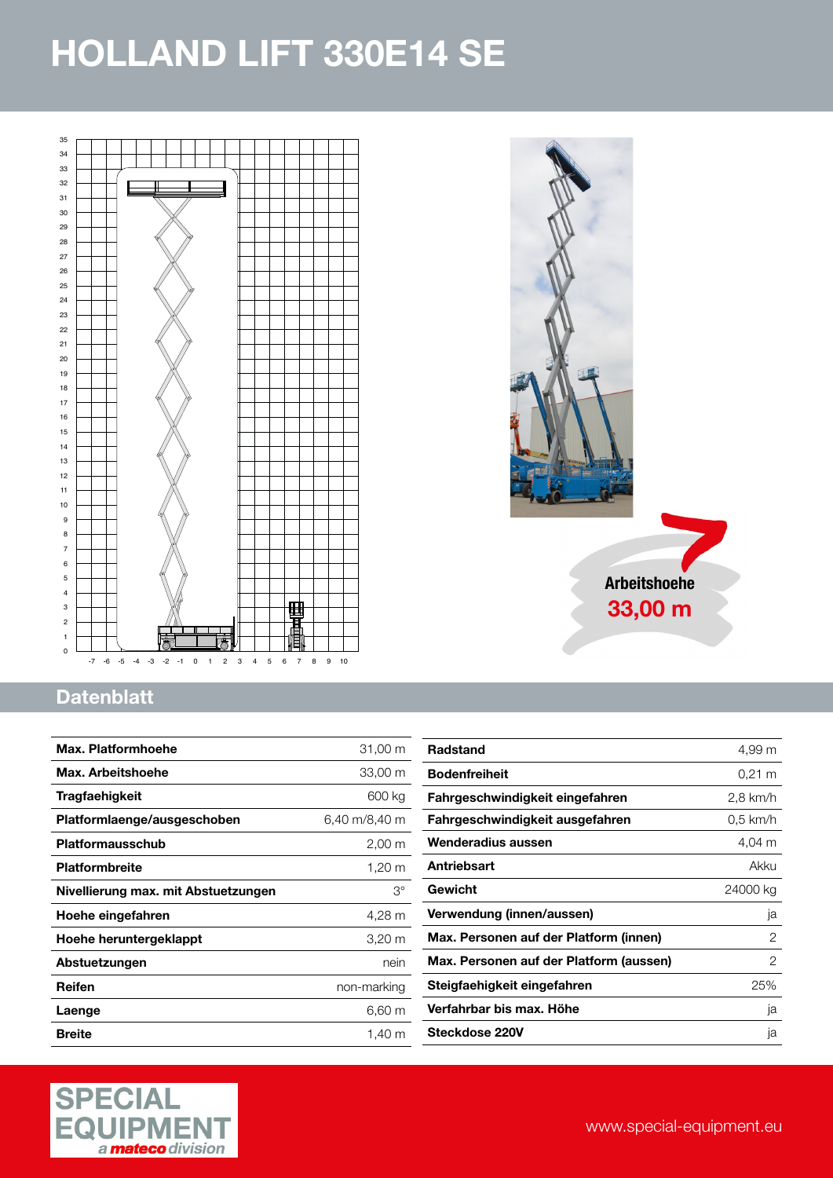# HOLLAND LIFT 330E14 SE

Arbeitshoehe
**33,00 m**

## Datenblatt

| | |
|---|---|
| **Max. Platformhoehe** | 31,00 m |
| **Max. Arbeitshoehe** | 33,00 m |
| **Tragfaehigkeit** | 600 kg |
| **Platformlaenge/ausgeschoben** | 6,40 m/8,40 m |
| **Platformausschub** | 2,00 m |
| **Platformbreite** | 1,20 m |
| **Nivellierung max. mit Abstuetzungen** | 3° |
| **Hoehe eingefahren** | 4,28 m |
| **Hoehe heruntergeklappt** | 3,20 m |
| **Abstuetzungen** | nein |
| **Reifen** | non-marking |
| **Laenge** | 6,60 m |
| **Breite** | 1,40 m |

| | |
|---|---|
| **Radstand** | 4,99 m |
| **Bodenfreiheit** | 0,21 m |
| **Fahrgeschwindigkeit eingefahren** | 2,8 km/h |
| **Fahrgeschwindigkeit ausgefahren** | 0,5 km/h |
| **Wenderadius aussen** | 4,04 m |
| **Antriebsart** | Akku |
| **Gewicht** | 24000 kg |
| **Verwendung (innen/aussen)** | ja |
| **Max. Personen auf der Platform (innen)** | 2 |
| **Max. Personen auf der Platform (aussen)** | 2 |
| **Steigfaehigkeit eingefahren** | 25% |
| **Verfahrbar bis max. Höhe** | ja |
| **Steckdose 220V** | ja |

SPECIAL EQUIPMENT
*a mateco division*

www.special-equipment.eu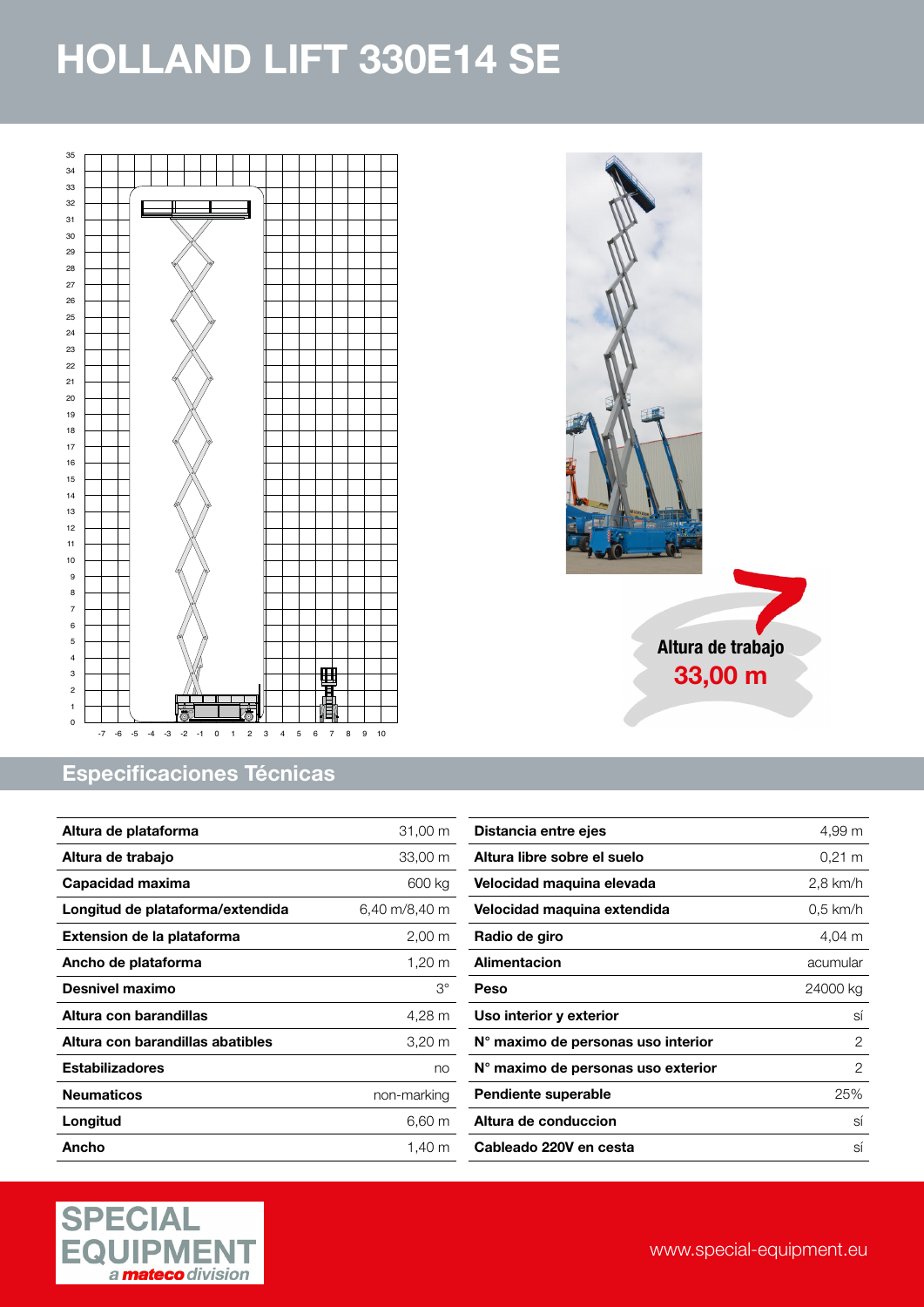# HOLLAND LIFT 330E14 SE

Altura de trabajo
**33,00 m**

## Especificaciones Técnicas

| | |
|---|---|
| **Altura de plataforma** | 31,00 m |
| **Altura de trabajo** | 33,00 m |
| **Capacidad maxima** | 600 kg |
| **Longitud de plataforma/extendida** | 6,40 m/8,40 m |
| **Extension de la plataforma** | 2,00 m |
| **Ancho de plataforma** | 1,20 m |
| **Desnivel maximo** | 3° |
| **Altura con barandillas** | 4,28 m |
| **Altura con barandillas abatibles** | 3,20 m |
| **Estabilizadores** | no |
| **Neumaticos** | non-marking |
| **Longitud** | 6,60 m |
| **Ancho** | 1,40 m |

| | |
|---|---|
| **Distancia entre ejes** | 4,99 m |
| **Altura libre sobre el suelo** | 0,21 m |
| **Velocidad maquina elevada** | 2,8 km/h |
| **Velocidad maquina extendida** | 0,5 km/h |
| **Radio de giro** | 4,04 m |
| **Alimentacion** | acumular |
| **Peso** | 24000 kg |
| **Uso interior y exterior** | sí |
| **N° maximo de personas uso interior** | 2 |
| **N° maximo de personas uso exterior** | 2 |
| **Pendiente superable** | 25% |
| **Altura de conduccion** | sí |
| **Cableado 220V en cesta** | sí |

SPECIAL EQUIPMENT
*a mateco division*

www.special-equipment.eu